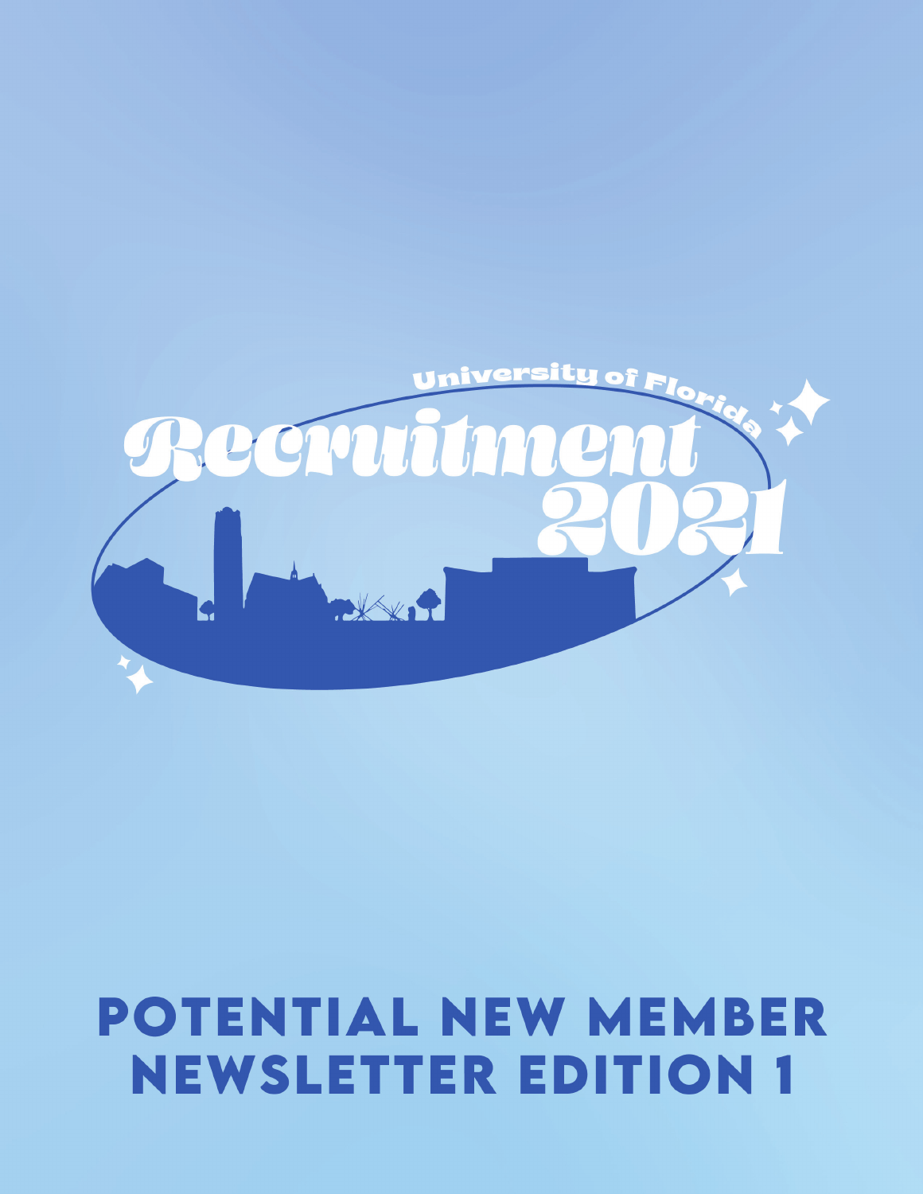University of Florida

# Recruitment 2021

# POTENTIAL NEW MEMBER NEWSLETTER EDITION 1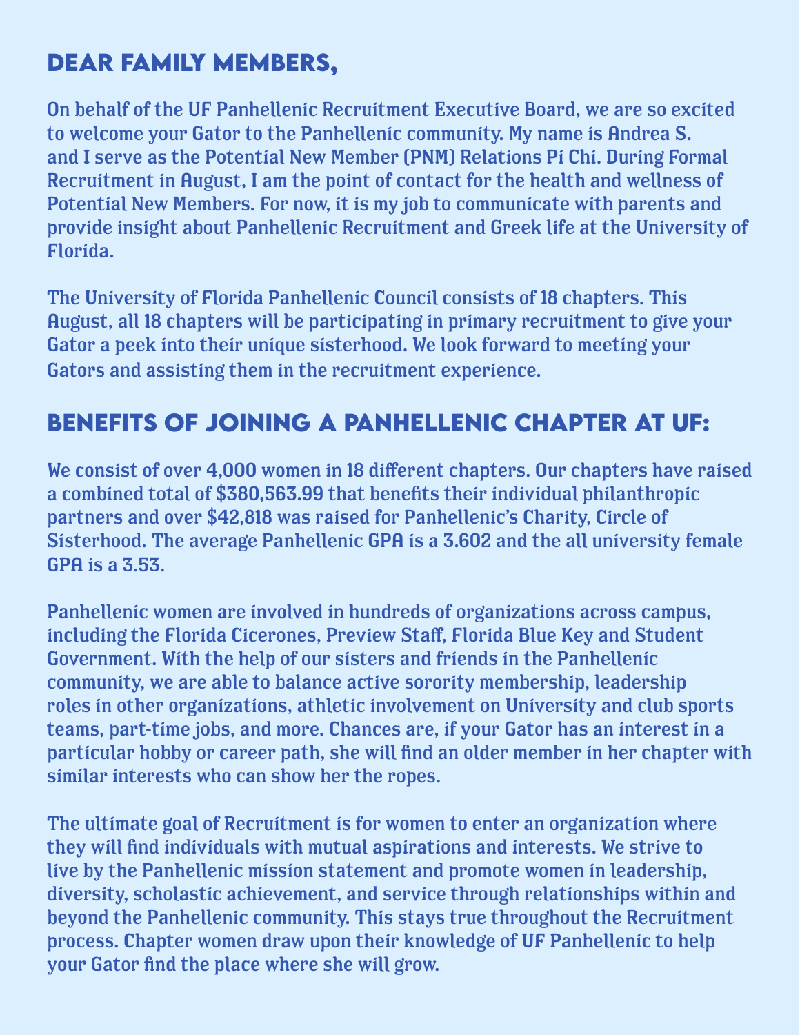## Dear Family Members,

On behalf of the UF Panhellenic Recruitment Executive Board, we are so excited to welcome your Gator to the Panhellenic community. My name is Andrea S. and I serve as the Potential New Member (PNM) Relations Pi Chi. During Formal Recruitment in August, I am the point of contact for the health and wellness of Potential New Members. For now, it is my job to communicate with parents and provide insight about Panhellenic Recruitment and Greek life at the University of Florida.

The University of Florida Panhellenic Council consists of 18 chapters. This August, all 18 chapters will be participating in primary recruitment to give your Gator a peek into their unique sisterhood. We look forward to meeting your Gators and assisting them in the recruitment experience.

## Benefits of Joining a Panhellenic Chapter at UF:

We consist of over 4,000 women in 18 different chapters. Our chapters have raised a combined total of $380,563.99 that benefits their individual philanthropic partners and over $42,818 was raised for Panhellenic's Charity, Circle of Sisterhood. The average Panhellenic GPA is a 3.602 and the all university female GPA is a 3.53.

Panhellenic women are involved in hundreds of organizations across campus, including the Florida Cicerones, Preview Staff, Florida Blue Key and Student Government. With the help of our sisters and friends in the Panhellenic community, we are able to balance active sorority membership, leadership roles in other organizations, athletic involvement on University and club sports teams, part-time jobs, and more. Chances are, if your Gator has an interest in a particular hobby or career path, she will find an older member in her chapter with similar interests who can show her the ropes.

The ultimate goal of Recruitment is for women to enter an organization where they will find individuals with mutual aspirations and interests. We strive to live by the Panhellenic mission statement and promote women in leadership, diversity, scholastic achievement, and service through relationships within and beyond the Panhellenic community. This stays true throughout the Recruitment process. Chapter women draw upon their knowledge of UF Panhellenic to help your Gator find the place where she will grow.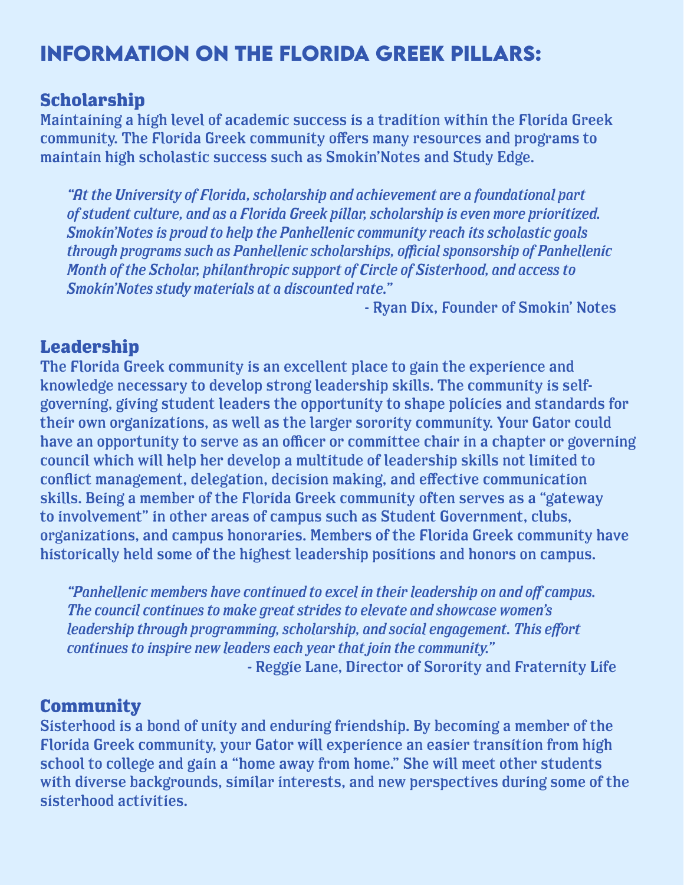# Information on the Florida Greek Pillars:

## Scholarship

Maintaining a high level of academic success is a tradition within the Florida Greek community. The Florida Greek community offers many resources and programs to maintain high scholastic success such as Smokin'Notes and Study Edge.

> *"At the University of Florida, scholarship and achievement are a foundational part of student culture, and as a Florida Greek pillar, scholarship is even more prioritized. Smokin'Notes is proud to help the Panhellenic community reach its scholastic goals through programs such as Panhellenic scholarships, official sponsorship of Panhellenic Month of the Scholar, philanthropic support of Circle of Sisterhood, and access to Smokin'Notes study materials at a discounted rate."*
>
> \- Ryan Dix, Founder of Smokin' Notes

## Leadership

The Florida Greek community is an excellent place to gain the experience and knowledge necessary to develop strong leadership skills. The community is self-governing, giving student leaders the opportunity to shape policies and standards for their own organizations, as well as the larger sorority community. Your Gator could have an opportunity to serve as an officer or committee chair in a chapter or governing council which will help her develop a multitude of leadership skills not limited to conflict management, delegation, decision making, and effective communication skills. Being a member of the Florida Greek community often serves as a "gateway to involvement" in other areas of campus such as Student Government, clubs, organizations, and campus honoraries. Members of the Florida Greek community have historically held some of the highest leadership positions and honors on campus.

> *"Panhellenic members have continued to excel in their leadership on and off campus. The council continues to make great strides to elevate and showcase women's leadership through programming, scholarship, and social engagement. This effort continues to inspire new leaders each year that join the community."*
>
> \- Reggie Lane, Director of Sorority and Fraternity Life

## Community

Sisterhood is a bond of unity and enduring friendship. By becoming a member of the Florida Greek community, your Gator will experience an easier transition from high school to college and gain a "home away from home." She will meet other students with diverse backgrounds, similar interests, and new perspectives during some of the sisterhood activities.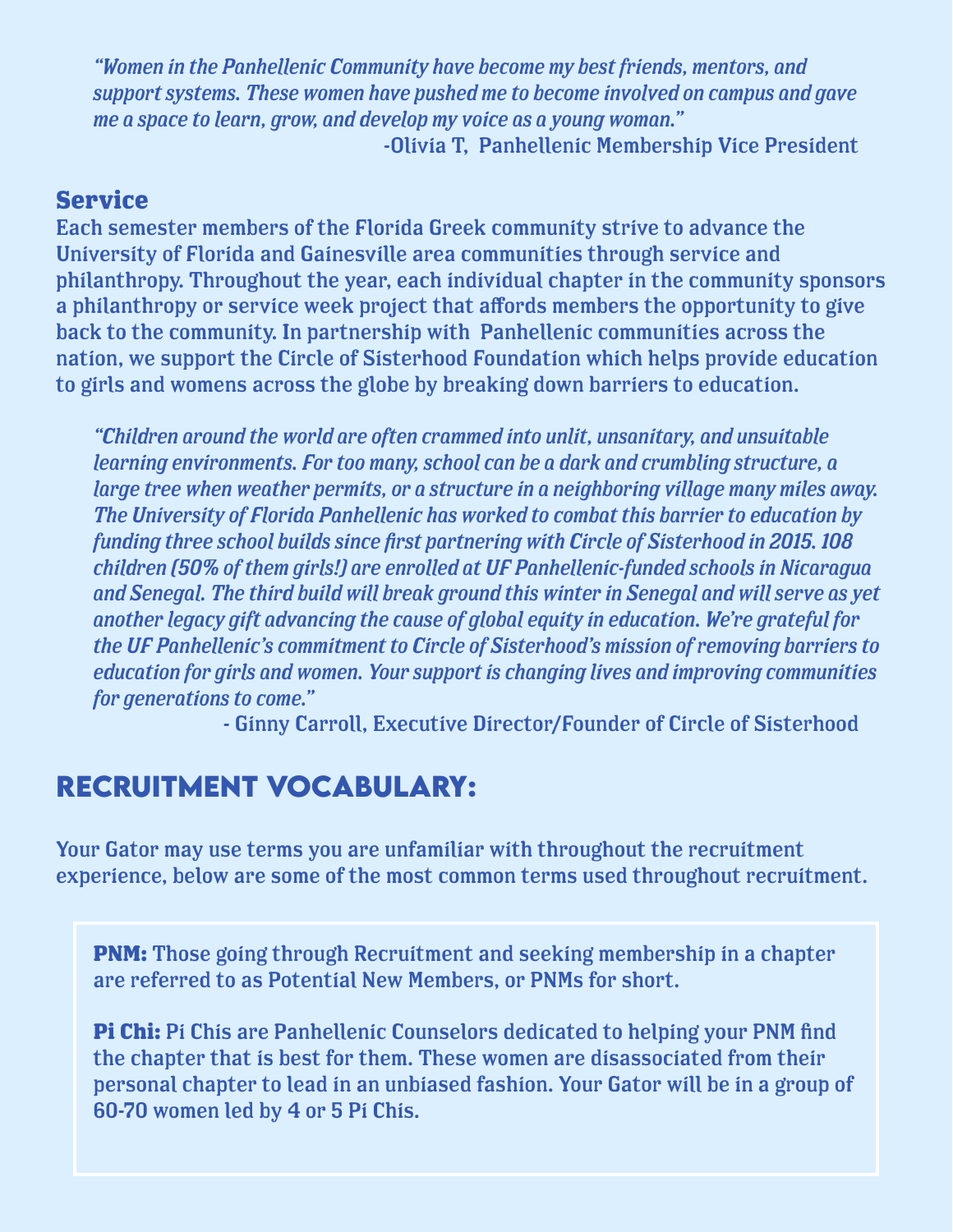*"Women in the Panhellenic Community have become my best friends, mentors, and support systems. These women have pushed me to become involved on campus and gave me a space to learn, grow, and develop my voice as a young woman."*

-Olivia T, Panhellenic Membership Vice President

## Service

Each semester members of the Florida Greek community strive to advance the University of Florida and Gainesville area communities through service and philanthropy. Throughout the year, each individual chapter in the community sponsors a philanthropy or service week project that affords members the opportunity to give back to the community. In partnership with Panhellenic communities across the nation, we support the Circle of Sisterhood Foundation which helps provide education to girls and womens across the globe by breaking down barriers to education.

*"Children around the world are often crammed into unlit, unsanitary, and unsuitable learning environments. For too many, school can be a dark and crumbling structure, a large tree when weather permits, or a structure in a neighboring village many miles away. The University of Florida Panhellenic has worked to combat this barrier to education by funding three school builds since first partnering with Circle of Sisterhood in 2015. 108 children (50% of them girls!) are enrolled at UF Panhellenic-funded schools in Nicaragua and Senegal. The third build will break ground this winter in Senegal and will serve as yet another legacy gift advancing the cause of global equity in education. We're grateful for the UF Panhellenic's commitment to Circle of Sisterhood's mission of removing barriers to education for girls and women. Your support is changing lives and improving communities for generations to come."*

- Ginny Carroll, Executive Director/Founder of Circle of Sisterhood

## RECRUITMENT VOCABULARY:

Your Gator may use terms you are unfamiliar with throughout the recruitment experience, below are some of the most common terms used throughout recruitment.

**PNM:** Those going through Recruitment and seeking membership in a chapter are referred to as Potential New Members, or PNMs for short.

**Pi Chi:** Pi Chis are Panhellenic Counselors dedicated to helping your PNM find the chapter that is best for them. These women are disassociated from their personal chapter to lead in an unbiased fashion. Your Gator will be in a group of 60-70 women led by 4 or 5 Pi Chis.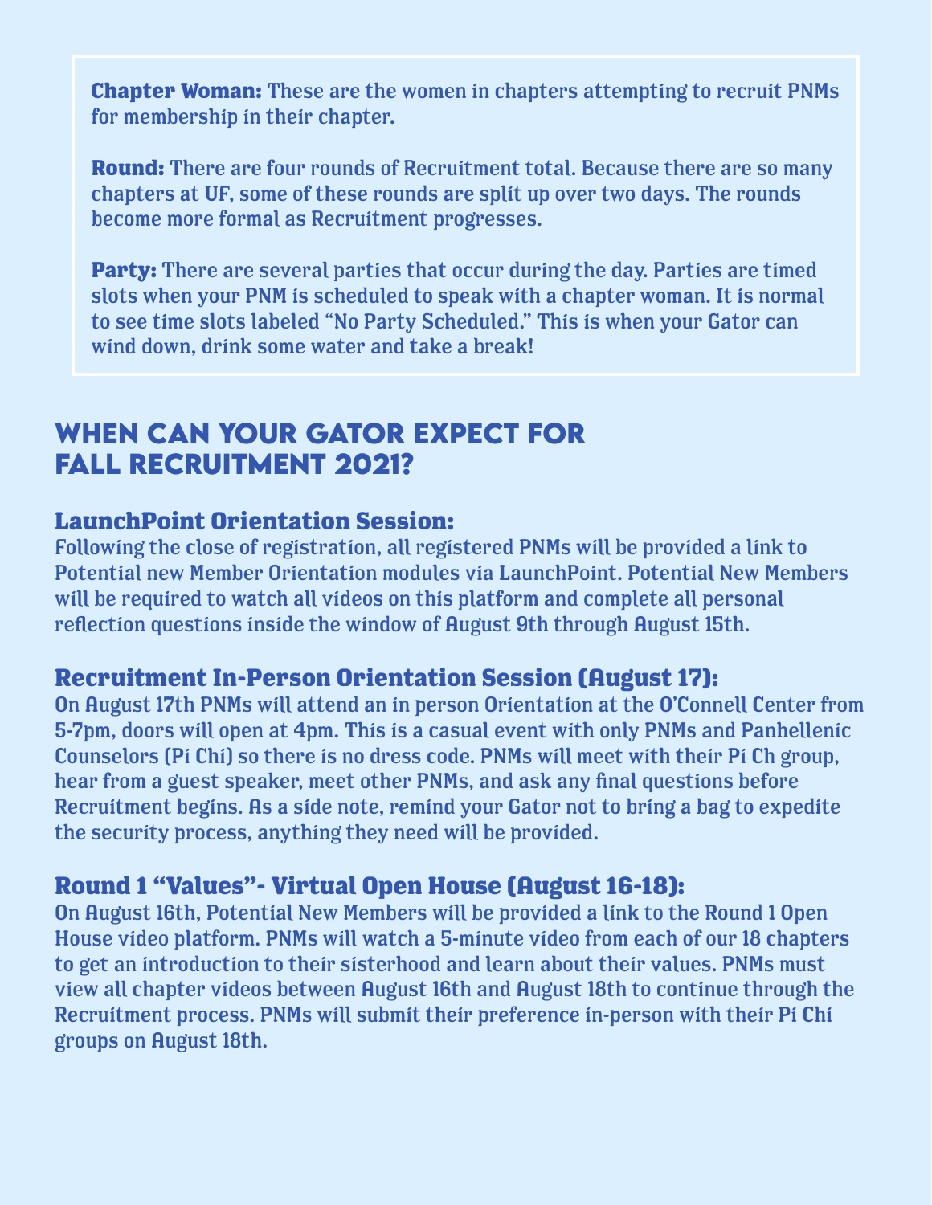**Chapter Woman:** These are the women in chapters attempting to recruit PNMs for membership in their chapter.

**Round:** There are four rounds of Recruitment total. Because there are so many chapters at UF, some of these rounds are split up over two days. The rounds become more formal as Recruitment progresses.

**Party:** There are several parties that occur during the day. Parties are timed slots when your PNM is scheduled to speak with a chapter woman. It is normal to see time slots labeled "No Party Scheduled." This is when your Gator can wind down, drink some water and take a break!

## WHEN CAN YOUR GATOR EXPECT FOR FALL RECRUITMENT 2021?

### LaunchPoint Orientation Session:

Following the close of registration, all registered PNMs will be provided a link to Potential new Member Orientation modules via LaunchPoint. Potential New Members will be required to watch all videos on this platform and complete all personal reflection questions inside the window of August 9th through August 15th.

### Recruitment In-Person Orientation Session (August 17):

On August 17th PNMs will attend an in person Orientation at the O'Connell Center from 5-7pm, doors will open at 4pm. This is a casual event with only PNMs and Panhellenic Counselors (Pi Chi) so there is no dress code. PNMs will meet with their Pi Ch group, hear from a guest speaker, meet other PNMs, and ask any final questions before Recruitment begins. As a side note, remind your Gator not to bring a bag to expedite the security process, anything they need will be provided.

### Round 1 "Values"- Virtual Open House (August 16-18):

On August 16th, Potential New Members will be provided a link to the Round 1 Open House video platform. PNMs will watch a 5-minute video from each of our 18 chapters to get an introduction to their sisterhood and learn about their values. PNMs must view all chapter videos between August 16th and August 18th to continue through the Recruitment process. PNMs will submit their preference in-person with their Pi Chi groups on August 18th.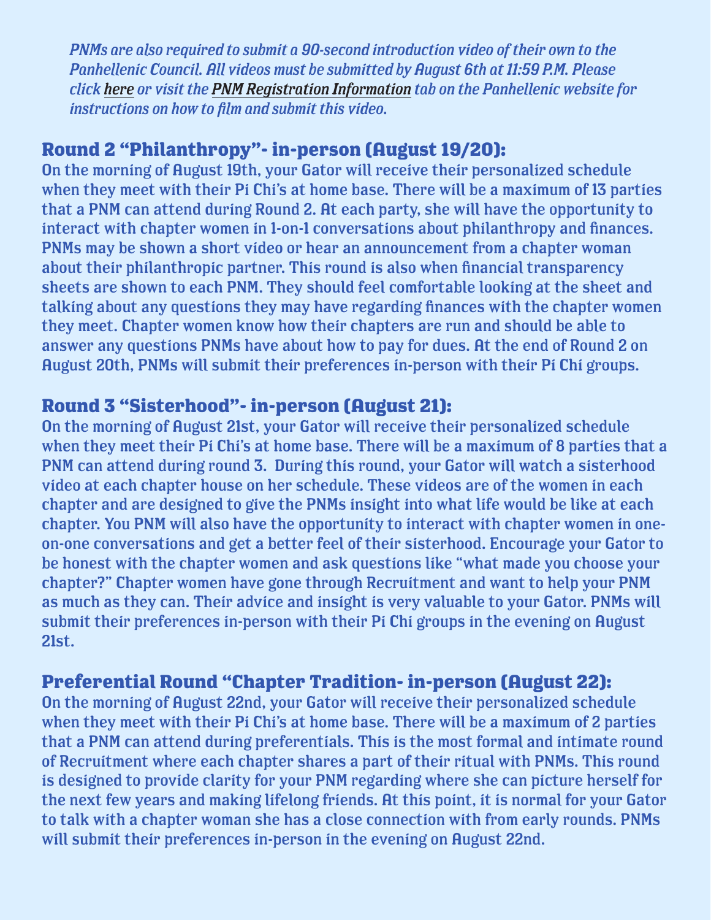*PNMs are also required to submit a 90-second introduction video of their own to the Panhellenic Council. All videos must be submitted by August 6th at 11:59 P.M. Please click here or visit the PNM Registration Information tab on the Panhellenic website for instructions on how to film and submit this video.*

## Round 2 "Philanthropy"- in-person (August 19/20):

On the morning of August 19th, your Gator will receive their personalized schedule when they meet with their Pi Chi's at home base. There will be a maximum of 13 parties that a PNM can attend during Round 2. At each party, she will have the opportunity to interact with chapter women in 1-on-1 conversations about philanthropy and finances. PNMs may be shown a short video or hear an announcement from a chapter woman about their philanthropic partner. This round is also when financial transparency sheets are shown to each PNM. They should feel comfortable looking at the sheet and talking about any questions they may have regarding finances with the chapter women they meet. Chapter women know how their chapters are run and should be able to answer any questions PNMs have about how to pay for dues. At the end of Round 2 on August 20th, PNMs will submit their preferences in-person with their Pi Chi groups.

## Round 3 "Sisterhood"- in-person (August 21):

On the morning of August 21st, your Gator will receive their personalized schedule when they meet their Pi Chi's at home base. There will be a maximum of 8 parties that a PNM can attend during round 3. During this round, your Gator will watch a sisterhood video at each chapter house on her schedule. These videos are of the women in each chapter and are designed to give the PNMs insight into what life would be like at each chapter. You PNM will also have the opportunity to interact with chapter women in one-on-one conversations and get a better feel of their sisterhood. Encourage your Gator to be honest with the chapter women and ask questions like "what made you choose your chapter?" Chapter women have gone through Recruitment and want to help your PNM as much as they can. Their advice and insight is very valuable to your Gator. PNMs will submit their preferences in-person with their Pi Chi groups in the evening on August 21st.

## Preferential Round "Chapter Tradition- in-person (August 22):

On the morning of August 22nd, your Gator will receive their personalized schedule when they meet with their Pi Chi's at home base. There will be a maximum of 2 parties that a PNM can attend during preferentials. This is the most formal and intimate round of Recruitment where each chapter shares a part of their ritual with PNMs. This round is designed to provide clarity for your PNM regarding where she can picture herself for the next few years and making lifelong friends. At this point, it is normal for your Gator to talk with a chapter woman she has a close connection with from early rounds. PNMs will submit their preferences in-person in the evening on August 22nd.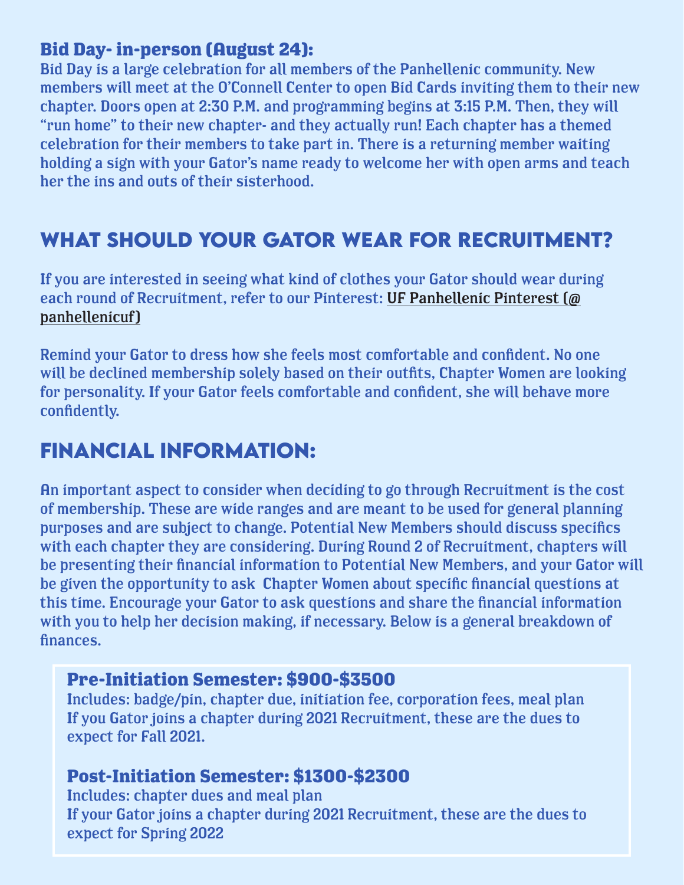### Bid Day- in-person (August 24):

Bid Day is a large celebration for all members of the Panhellenic community. New members will meet at the O'Connell Center to open Bid Cards inviting them to their new chapter. Doors open at 2:30 P.M. and programming begins at 3:15 P.M. Then, they will "run home" to their new chapter- and they actually run! Each chapter has a themed celebration for their members to take part in. There is a returning member waiting holding a sign with your Gator's name ready to welcome her with open arms and teach her the ins and outs of their sisterhood.

## WHAT SHOULD YOUR GATOR WEAR FOR RECRUITMENT?

If you are interested in seeing what kind of clothes your Gator should wear during each round of Recruitment, refer to our Pinterest: UF Panhellenic Pinterest (@ panhellenicuf)

Remind your Gator to dress how she feels most comfortable and confident. No one will be declined membership solely based on their outfits, Chapter Women are looking for personality. If your Gator feels comfortable and confident, she will behave more confidently.

## FINANCIAL INFORMATION:

An important aspect to consider when deciding to go through Recruitment is the cost of membership. These are wide ranges and are meant to be used for general planning purposes and are subject to change. Potential New Members should discuss specifics with each chapter they are considering. During Round 2 of Recruitment, chapters will be presenting their financial information to Potential New Members, and your Gator will be given the opportunity to ask Chapter Women about specific financial questions at this time. Encourage your Gator to ask questions and share the financial information with you to help her decision making, if necessary. Below is a general breakdown of finances.

### Pre-Initiation Semester: $900-$3500

Includes: badge/pin, chapter due, initiation fee, corporation fees, meal plan
If you Gator joins a chapter during 2021 Recruitment, these are the dues to expect for Fall 2021.

### Post-Initiation Semester: $1300-$2300

Includes: chapter dues and meal plan
If your Gator joins a chapter during 2021 Recruitment, these are the dues to expect for Spring 2022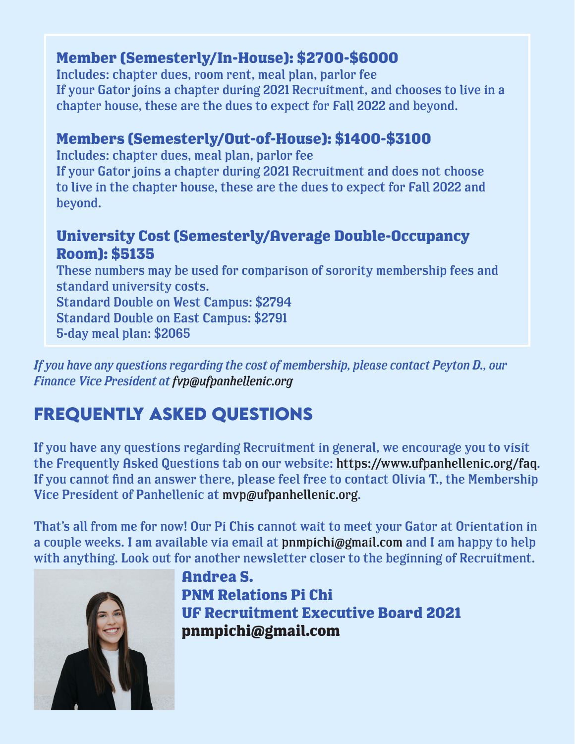### Member (Semesterly/In-House): $2700-$6000

Includes: chapter dues, room rent, meal plan, parlor fee
If your Gator joins a chapter during 2021 Recruitment, and chooses to live in a chapter house, these are the dues to expect for Fall 2022 and beyond.

### Members (Semesterly/Out-of-House): $1400-$3100

Includes: chapter dues, meal plan, parlor fee
If your Gator joins a chapter during 2021 Recruitment and does not choose to live in the chapter house, these are the dues to expect for Fall 2022 and beyond.

### University Cost (Semesterly/Average Double-Occupancy Room): $5135

These numbers may be used for comparison of sorority membership fees and standard university costs.
Standard Double on West Campus: $2794
Standard Double on East Campus: $2791
5-day meal plan: $2065

*If you have any questions regarding the cost of membership, please contact Peyton D., our Finance Vice President at fvp@ufpanhellenic.org*

## FREQUENTLY ASKED QUESTIONS

If you have any questions regarding Recruitment in general, we encourage you to visit the Frequently Asked Questions tab on our website: https://www.ufpanhellenic.org/faq. If you cannot find an answer there, please feel free to contact Olivia T., the Membership Vice President of Panhellenic at mvp@ufpanhellenic.org.

That's all from me for now! Our Pi Chis cannot wait to meet your Gator at Orientation in a couple weeks. I am available via email at pnmpichi@gmail.com and I am happy to help with anything. Look out for another newsletter closer to the beginning of Recruitment.

**Andrea S.**
**PNM Relations Pi Chi**
**UF Recruitment Executive Board 2021**
**pnmpichi@gmail.com**